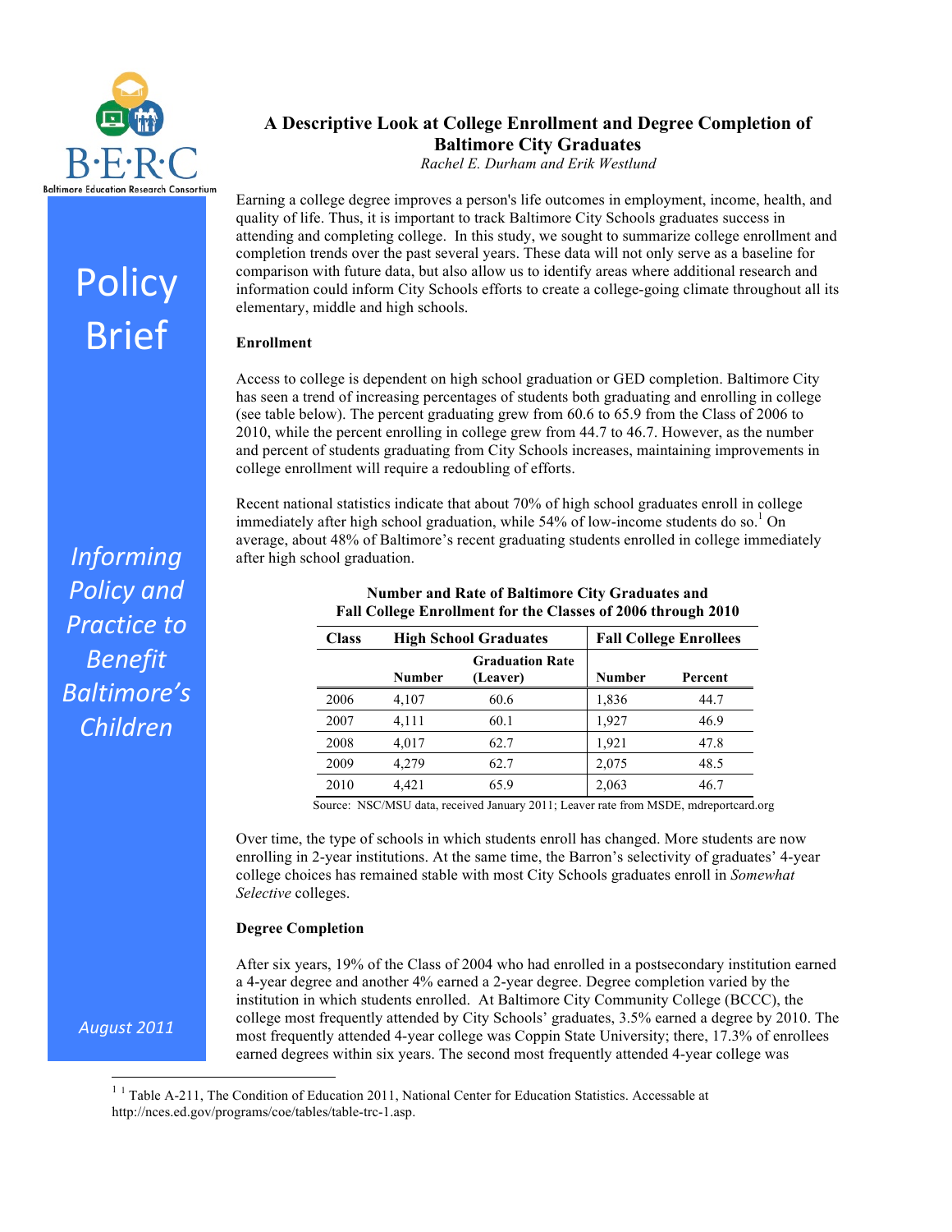# A Descriptive Look at College Enrollment and Degree Completion of Baltimore City Graduates

*Rachel E. Durham and Erik Westlund*

B·E·R·C
Baltimore Education Research Consortium

Policy Brief

*Informing Policy and Practice to Benefit Baltimore's Children*

*August 2011*

Earning a college degree improves a person's life outcomes in employment, income, health, and quality of life. Thus, it is important to track Baltimore City Schools graduates success in attending and completing college. In this study, we sought to summarize college enrollment and completion trends over the past several years. These data will not only serve as a baseline for comparison with future data, but also allow us to identify areas where additional research and information could inform City Schools efforts to create a college-going climate throughout all its elementary, middle and high schools.

**Enrollment**

Access to college is dependent on high school graduation or GED completion. Baltimore City has seen a trend of increasing percentages of students both graduating and enrolling in college (see table below). The percent graduating grew from 60.6 to 65.9 from the Class of 2006 to 2010, while the percent enrolling in college grew from 44.7 to 46.7. However, as the number and percent of students graduating from City Schools increases, maintaining improvements in college enrollment will require a redoubling of efforts.

Recent national statistics indicate that about 70% of high school graduates enroll in college immediately after high school graduation, while 54% of low-income students do so.[1] On average, about 48% of Baltimore's recent graduating students enrolled in college immediately after high school graduation.

**Number and Rate of Baltimore City Graduates and Fall College Enrollment for the Classes of 2006 through 2010**

| Class | High School Graduates | | Fall College Enrollees | |
|---|---|---|---|---|
| | Number | Graduation Rate (Leaver) | Number | Percent |
| 2006 | 4,107 | 60.6 | 1,836 | 44.7 |
| 2007 | 4,111 | 60.1 | 1,927 | 46.9 |
| 2008 | 4,017 | 62.7 | 1,921 | 47.8 |
| 2009 | 4,279 | 62.7 | 2,075 | 48.5 |
| 2010 | 4,421 | 65.9 | 2,063 | 46.7 |

Source: NSC/MSU data, received January 2011; Leaver rate from MSDE, mdreportcard.org

Over time, the type of schools in which students enroll has changed. More students are now enrolling in 2-year institutions. At the same time, the Barron's selectivity of graduates' 4-year college choices has remained stable with most City Schools graduates enroll in *Somewhat Selective* colleges.

**Degree Completion**

After six years, 19% of the Class of 2004 who had enrolled in a postsecondary institution earned a 4-year degree and another 4% earned a 2-year degree. Degree completion varied by the institution in which students enrolled. At Baltimore City Community College (BCCC), the college most frequently attended by City Schools' graduates, 3.5% earned a degree by 2010. The most frequently attended 4-year college was Coppin State University; there, 17.3% of enrollees earned degrees within six years. The second most frequently attended 4-year college was

---

[1] Table A-211, The Condition of Education 2011, National Center for Education Statistics. Accessable at http://nces.ed.gov/programs/coe/tables/table-trc-1.asp.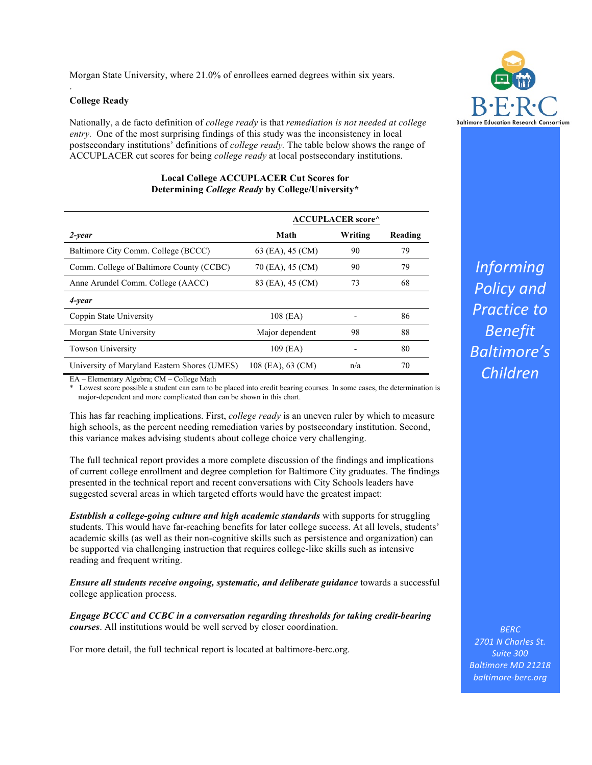Morgan State University, where 21.0% of enrollees earned degrees within six years.

.

**College Ready**

Nationally, a de facto definition of *college ready* is that *remediation is not needed at college entry.* One of the most surprising findings of this study was the inconsistency in local postsecondary institutions' definitions of *college ready.* The table below shows the range of ACCUPLACER cut scores for being *college ready* at local postsecondary institutions.

**Local College ACCUPLACER Cut Scores for Determining *College Ready* by College/University***

| | ACCUPLACER score^ | | |
|---|---|---|---|
| ***2-year*** | **Math** | **Writing** | **Reading** |
| Baltimore City Comm. College (BCCC) | 63 (EA), 45 (CM) | 90 | 79 |
| Comm. College of Baltimore County (CCBC) | 70 (EA), 45 (CM) | 90 | 79 |
| Anne Arundel Comm. College (AACC) | 83 (EA), 45 (CM) | 73 | 68 |
| ***4-year*** | | | |
| Coppin State University | 108 (EA) | - | 86 |
| Morgan State University | Major dependent | 98 | 88 |
| Towson University | 109 (EA) | - | 80 |
| University of Maryland Eastern Shores (UMES) | 108 (EA), 63 (CM) | n/a | 70 |

EA – Elementary Algebra; CM – College Math
\* Lowest score possible a student can earn to be placed into credit bearing courses. In some cases, the determination is major-dependent and more complicated than can be shown in this chart.

This has far reaching implications. First, *college ready* is an uneven ruler by which to measure high schools, as the percent needing remediation varies by postsecondary institution. Second, this variance makes advising students about college choice very challenging.

The full technical report provides a more complete discussion of the findings and implications of current college enrollment and degree completion for Baltimore City graduates. The findings presented in the technical report and recent conversations with City Schools leaders have suggested several areas in which targeted efforts would have the greatest impact:

***Establish a college-going culture and high academic standards*** with supports for struggling students. This would have far-reaching benefits for later college success. At all levels, students' academic skills (as well as their non-cognitive skills such as persistence and organization) can be supported via challenging instruction that requires college-like skills such as intensive reading and frequent writing.

***Ensure all students receive ongoing, systematic, and deliberate guidance*** towards a successful college application process.

***Engage BCCC and CCBC in a conversation regarding thresholds for taking credit-bearing courses***. All institutions would be well served by closer coordination.

For more detail, the full technical report is located at baltimore-berc.org.

B·E·R·C
Baltimore Education Research Consortium

*Informing Policy and Practice to Benefit Baltimore's Children*

*BERC*
*2701 N Charles St.*
*Suite 300*
*Baltimore MD 21218*
*baltimore-berc.org*